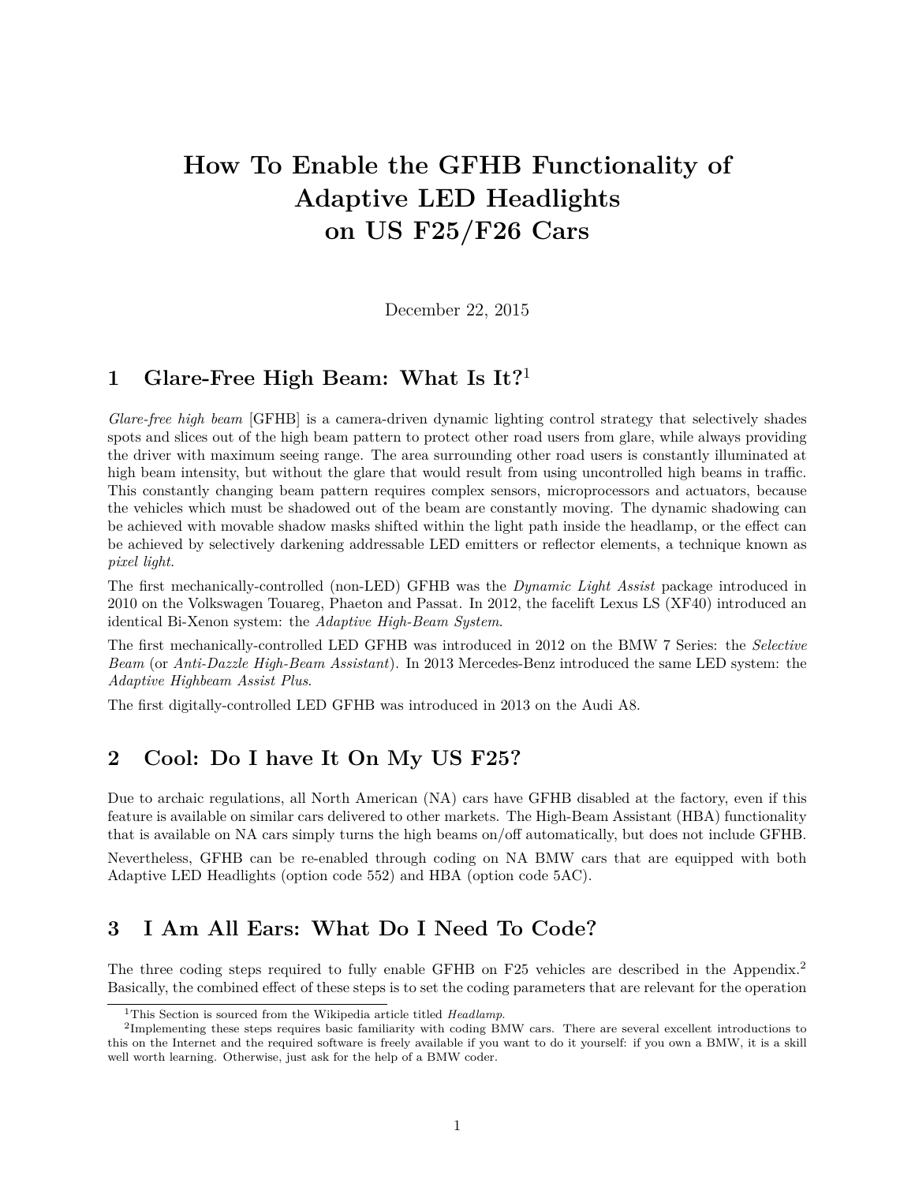# How To Enable the GFHB Functionality of Adaptive LED Headlights on US F25/F26 Cars

December 22, 2015

## 1 Glare-Free High Beam: What Is It?[1]

*Glare-free high beam* [GFHB] is a camera-driven dynamic lighting control strategy that selectively shades spots and slices out of the high beam pattern to protect other road users from glare, while always providing the driver with maximum seeing range. The area surrounding other road users is constantly illuminated at high beam intensity, but without the glare that would result from using uncontrolled high beams in traffic. This constantly changing beam pattern requires complex sensors, microprocessors and actuators, because the vehicles which must be shadowed out of the beam are constantly moving. The dynamic shadowing can be achieved with movable shadow masks shifted within the light path inside the headlamp, or the effect can be achieved by selectively darkening addressable LED emitters or reflector elements, a technique known as *pixel light*.

The first mechanically-controlled (non-LED) GFHB was the *Dynamic Light Assist* package introduced in 2010 on the Volkswagen Touareg, Phaeton and Passat. In 2012, the facelift Lexus LS (XF40) introduced an identical Bi-Xenon system: the *Adaptive High-Beam System*.

The first mechanically-controlled LED GFHB was introduced in 2012 on the BMW 7 Series: the *Selective Beam* (or *Anti-Dazzle High-Beam Assistant*). In 2013 Mercedes-Benz introduced the same LED system: the *Adaptive Highbeam Assist Plus*.

The first digitally-controlled LED GFHB was introduced in 2013 on the Audi A8.

## 2 Cool: Do I have It On My US F25?

Due to archaic regulations, all North American (NA) cars have GFHB disabled at the factory, even if this feature is available on similar cars delivered to other markets. The High-Beam Assistant (HBA) functionality that is available on NA cars simply turns the high beams on/off automatically, but does not include GFHB.

Nevertheless, GFHB can be re-enabled through coding on NA BMW cars that are equipped with both Adaptive LED Headlights (option code 552) and HBA (option code 5AC).

## 3 I Am All Ears: What Do I Need To Code?

The three coding steps required to fully enable GFHB on F25 vehicles are described in the Appendix.[2] Basically, the combined effect of these steps is to set the coding parameters that are relevant for the operation

---

[1] This Section is sourced from the Wikipedia article titled *Headlamp*.

[2] Implementing these steps requires basic familiarity with coding BMW cars. There are several excellent introductions to this on the Internet and the required software is freely available if you want to do it yourself: if you own a BMW, it is a skill well worth learning. Otherwise, just ask for the help of a BMW coder.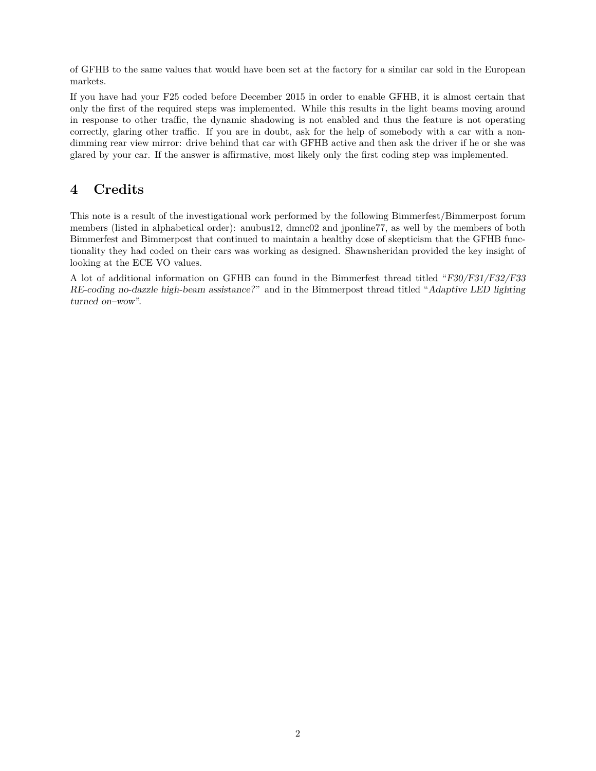of GFHB to the same values that would have been set at the factory for a similar car sold in the European markets.

If you have had your F25 coded before December 2015 in order to enable GFHB, it is almost certain that only the first of the required steps was implemented. While this results in the light beams moving around in response to other traffic, the dynamic shadowing is not enabled and thus the feature is not operating correctly, glaring other traffic. If you are in doubt, ask for the help of somebody with a car with a non-dimming rear view mirror: drive behind that car with GFHB active and then ask the driver if he or she was glared by your car. If the answer is affirmative, most likely only the first coding step was implemented.

## 4 Credits

This note is a result of the investigational work performed by the following Bimmerfest/Bimmerpost forum members (listed in alphabetical order): anubus12, dmnc02 and jponline77, as well by the members of both Bimmerfest and Bimmerpost that continued to maintain a healthy dose of skepticism that the GFHB functionality they had coded on their cars was working as designed. Shawnsheridan provided the key insight of looking at the ECE VO values.

A lot of additional information on GFHB can found in the Bimmerfest thread titled "*F30/F31/F32/F33 RE-coding no-dazzle high-beam assistance?*" and in the Bimmerpost thread titled "*Adaptive LED lighting turned on–wow*".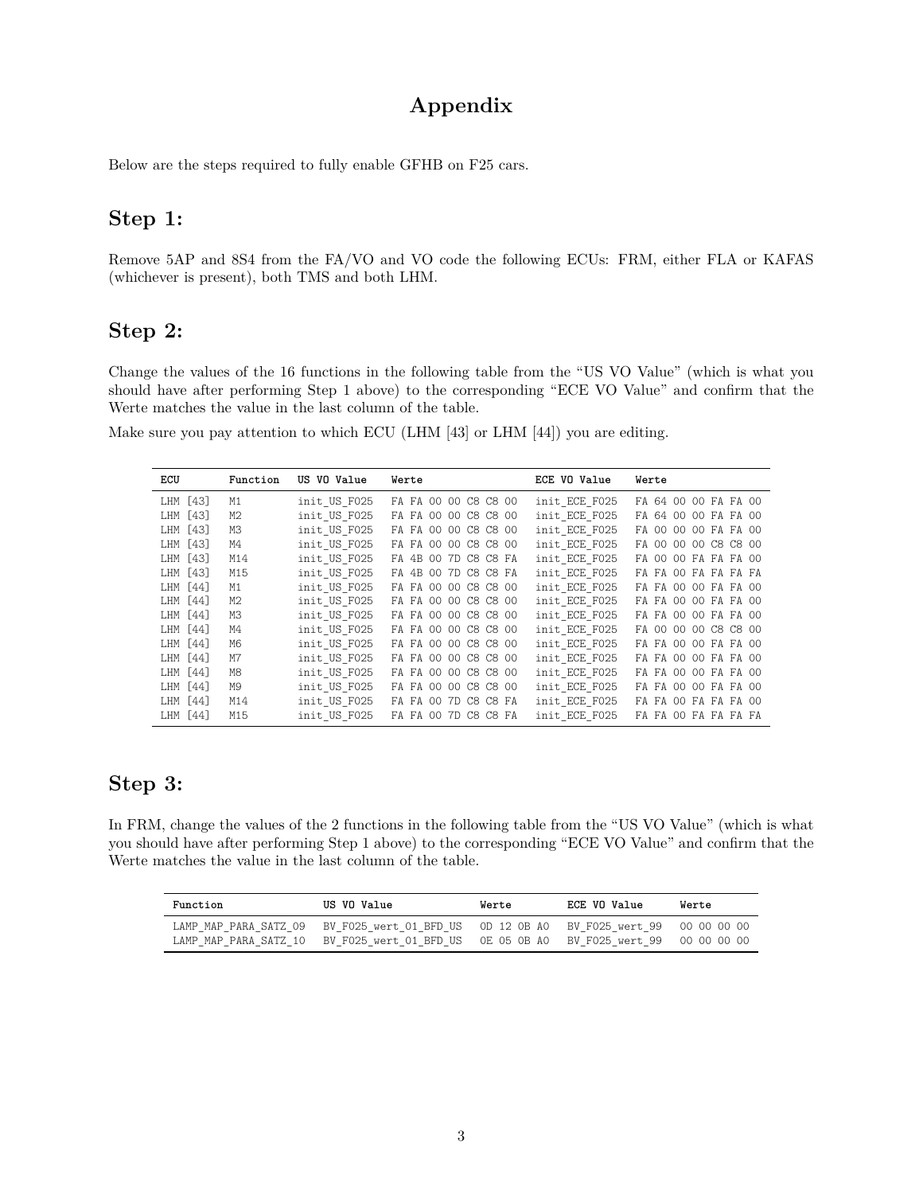# Appendix

Below are the steps required to fully enable GFHB on F25 cars.

## Step 1:

Remove 5AP and 8S4 from the FA/VO and VO code the following ECUs: FRM, either FLA or KAFAS (whichever is present), both TMS and both LHM.

## Step 2:

Change the values of the 16 functions in the following table from the "US VO Value" (which is what you should have after performing Step 1 above) to the corresponding "ECE VO Value" and confirm that the Werte matches the value in the last column of the table.

Make sure you pay attention to which ECU (LHM [43] or LHM [44]) you are editing.

| ECU | Function | US VO Value | Werte | ECE VO Value | Werte |
|---|---|---|---|---|---|
| LHM [43] | M1 | init_US_F025 | FA FA 00 00 C8 C8 00 | init_ECE_F025 | FA 64 00 00 FA FA 00 |
| LHM [43] | M2 | init_US_F025 | FA FA 00 00 C8 C8 00 | init_ECE_F025 | FA 64 00 00 FA FA 00 |
| LHM [43] | M3 | init_US_F025 | FA FA 00 00 C8 C8 00 | init_ECE_F025 | FA 00 00 00 FA FA 00 |
| LHM [43] | M4 | init_US_F025 | FA FA 00 00 C8 C8 00 | init_ECE_F025 | FA 00 00 00 C8 C8 00 |
| LHM [43] | M14 | init_US_F025 | FA 4B 00 7D C8 C8 FA | init_ECE_F025 | FA 00 00 FA FA FA 00 |
| LHM [43] | M15 | init_US_F025 | FA 4B 00 7D C8 C8 FA | init_ECE_F025 | FA FA 00 FA FA FA FA |
| LHM [44] | M1 | init_US_F025 | FA FA 00 00 C8 C8 00 | init_ECE_F025 | FA FA 00 00 FA FA 00 |
| LHM [44] | M2 | init_US_F025 | FA FA 00 00 C8 C8 00 | init_ECE_F025 | FA FA 00 00 FA FA 00 |
| LHM [44] | M3 | init_US_F025 | FA FA 00 00 C8 C8 00 | init_ECE_F025 | FA FA 00 00 FA FA 00 |
| LHM [44] | M4 | init_US_F025 | FA FA 00 00 C8 C8 00 | init_ECE_F025 | FA 00 00 00 C8 C8 00 |
| LHM [44] | M6 | init_US_F025 | FA FA 00 00 C8 C8 00 | init_ECE_F025 | FA FA 00 00 FA FA 00 |
| LHM [44] | M7 | init_US_F025 | FA FA 00 00 C8 C8 00 | init_ECE_F025 | FA FA 00 00 FA FA 00 |
| LHM [44] | M8 | init_US_F025 | FA FA 00 00 C8 C8 00 | init_ECE_F025 | FA FA 00 00 FA FA 00 |
| LHM [44] | M9 | init_US_F025 | FA FA 00 00 C8 C8 00 | init_ECE_F025 | FA FA 00 00 FA FA 00 |
| LHM [44] | M14 | init_US_F025 | FA FA 00 7D C8 C8 FA | init_ECE_F025 | FA FA 00 FA FA FA 00 |
| LHM [44] | M15 | init_US_F025 | FA FA 00 7D C8 C8 FA | init_ECE_F025 | FA FA 00 FA FA FA FA |

## Step 3:

In FRM, change the values of the 2 functions in the following table from the "US VO Value" (which is what you should have after performing Step 1 above) to the corresponding "ECE VO Value" and confirm that the Werte matches the value in the last column of the table.

| Function | US VO Value | Werte | ECE VO Value | Werte |
|---|---|---|---|---|
| LAMP_MAP_PARA_SATZ_09 | BV_F025_wert_01_BFD_US | 0D 12 0B A0 | BV_F025_wert_99 | 00 00 00 00 |
| LAMP_MAP_PARA_SATZ_10 | BV_F025_wert_01_BFD_US | 0E 05 0B A0 | BV_F025_wert_99 | 00 00 00 00 |